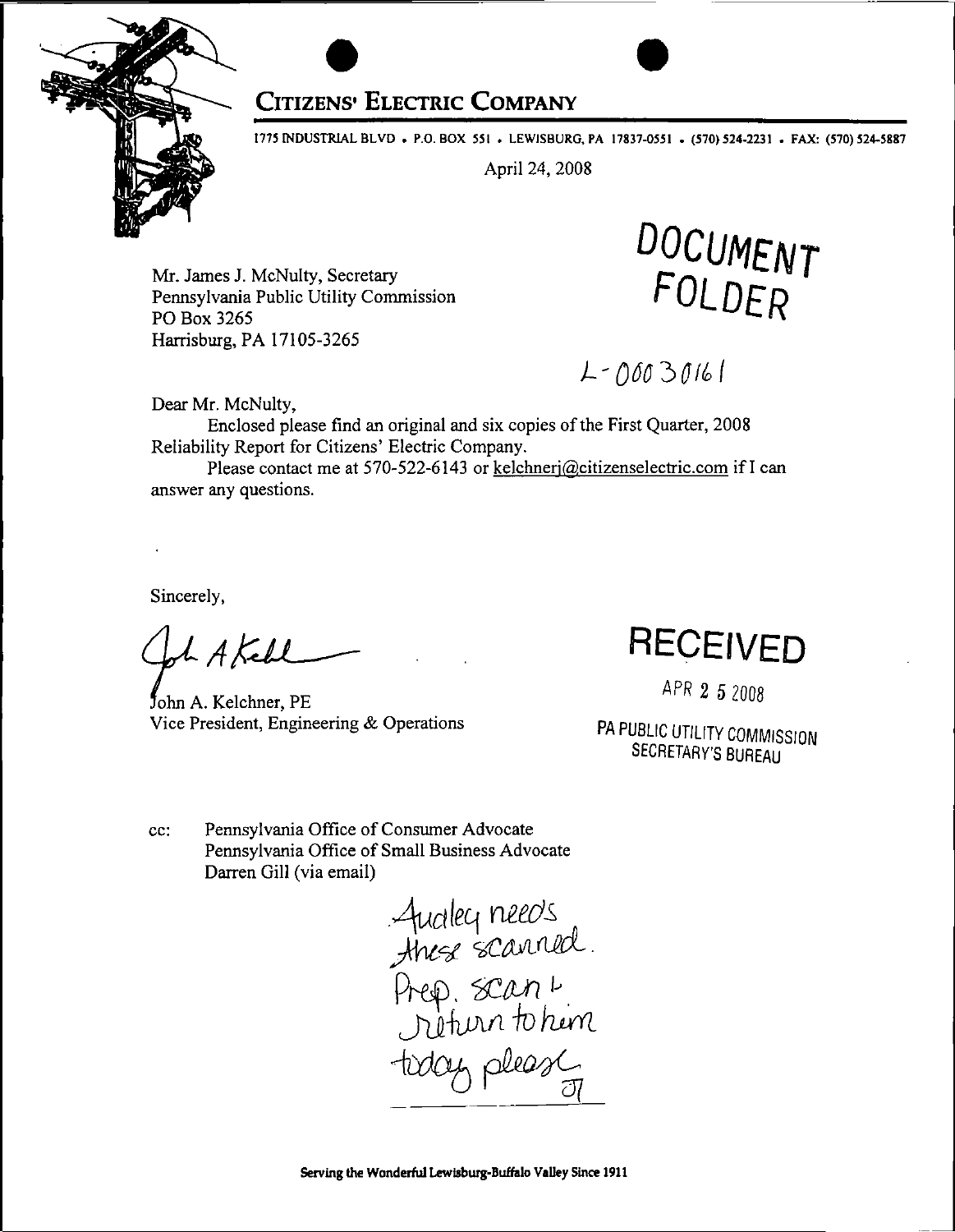# CITIZENS' ELECTRIC COMPANY

1775 INDUSTRIAL BLVD • P.O. BOX 551 • LEWISBURG, PA 17837-0551 • (570) 524-2231 • FAX: (570) 524-5887

April 24, 2008

DOCUMENT FOLDER

Mr. James J. McNulty, Secretary
Pennsylvania Public Utility Commission
PO Box 3265
Harrisburg, PA 17105-3265

L-00030161

Dear Mr. McNulty,

Enclosed please find an original and six copies of the First Quarter, 2008 Reliability Report for Citizens' Electric Company.

Please contact me at 570-522-6143 or kelchnerj@citizenselectric.com if I can answer any questions.

Sincerely,

John A. Kelchner, PE
Vice President, Engineering & Operations

RECEIVED

APR 25 2008

PA PUBLIC UTILITY COMMISSION
SECRETARY'S BUREAU

cc: Pennsylvania Office of Consumer Advocate
Pennsylvania Office of Small Business Advocate
Darren Gill (via email)

Audley needs these scanned. Prep, scan & return to him today please. JJ

Serving the Wonderful Lewisburg-Buffalo Valley Since 1911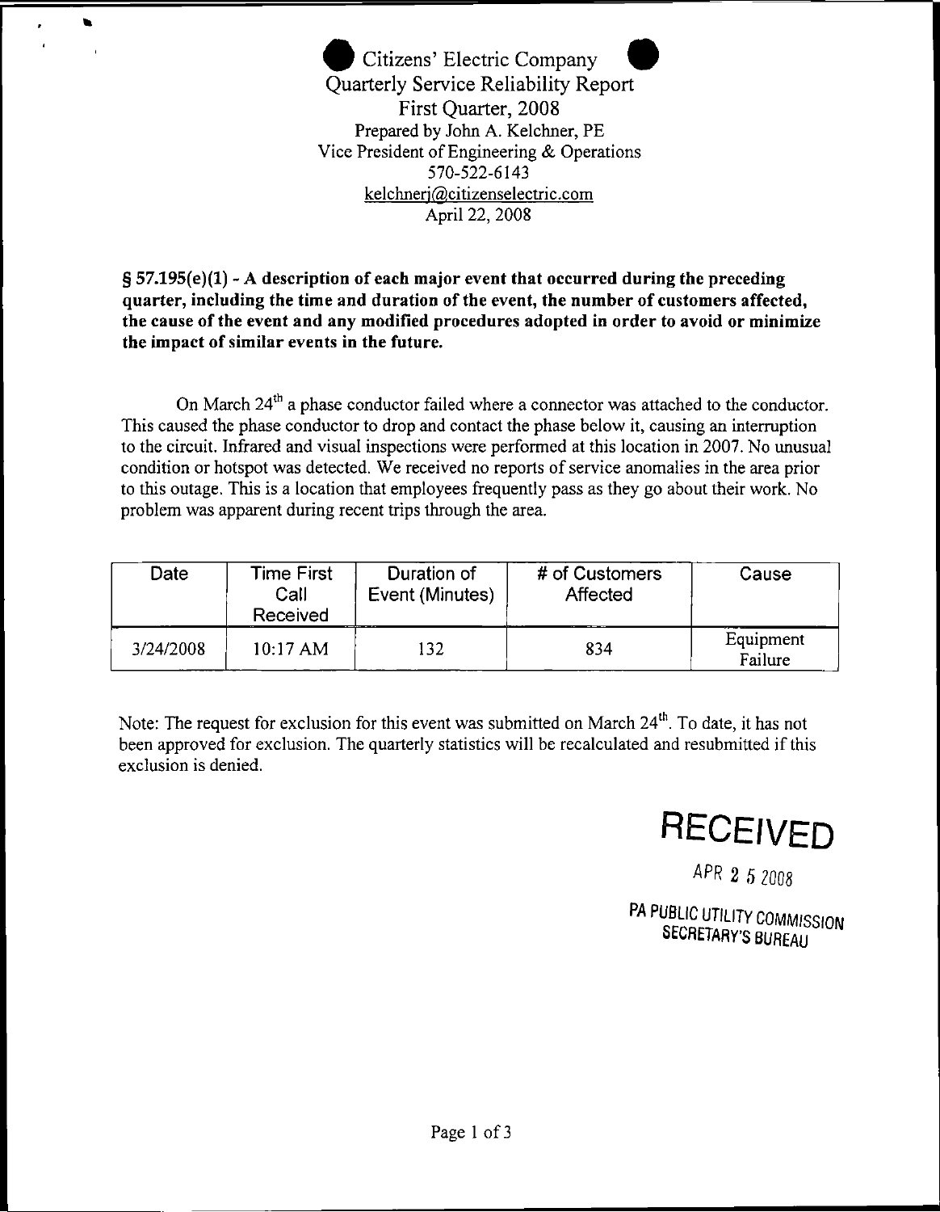Citizens' Electric Company
Quarterly Service Reliability Report
First Quarter, 2008
Prepared by John A. Kelchner, PE
Vice President of Engineering & Operations
570-522-6143
kelchnerj@citizenselectric.com
April 22, 2008

**§ 57.195(e)(1) - A description of each major event that occurred during the preceding quarter, including the time and duration of the event, the number of customers affected, the cause of the event and any modified procedures adopted in order to avoid or minimize the impact of similar events in the future.**

On March 24th a phase conductor failed where a connector was attached to the conductor. This caused the phase conductor to drop and contact the phase below it, causing an interruption to the circuit. Infrared and visual inspections were performed at this location in 2007. No unusual condition or hotspot was detected. We received no reports of service anomalies in the area prior to this outage. This is a location that employees frequently pass as they go about their work. No problem was apparent during recent trips through the area.

| Date | Time First Call Received | Duration of Event (Minutes) | # of Customers Affected | Cause |
|---|---|---|---|---|
| 3/24/2008 | 10:17 AM | 132 | 834 | Equipment Failure |

Note: The request for exclusion for this event was submitted on March 24th. To date, it has not been approved for exclusion. The quarterly statistics will be recalculated and resubmitted if this exclusion is denied.

RECEIVED

APR 2 5 2008

PA PUBLIC UTILITY COMMISSION
SECRETARY'S BUREAU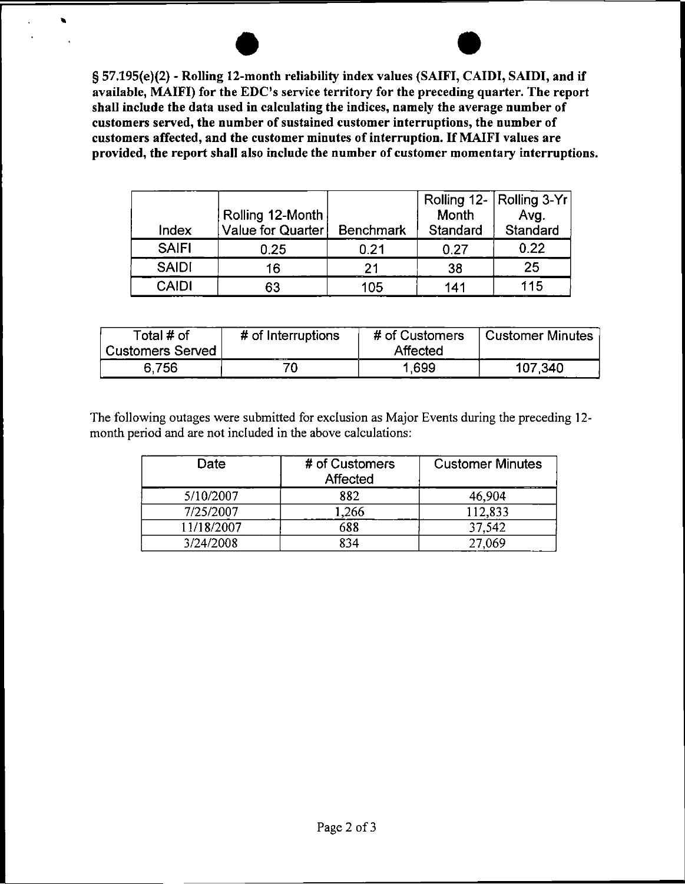**§ 57.195(e)(2) - Rolling 12-month reliability index values (SAIFI, CAIDI, SAIDI, and if available, MAIFI) for the EDC's service territory for the preceding quarter. The report shall include the data used in calculating the indices, namely the average number of customers served, the number of sustained customer interruptions, the number of customers affected, and the customer minutes of interruption. If MAIFI values are provided, the report shall also include the number of customer momentary interruptions.**

| Index | Rolling 12-Month Value for Quarter | Benchmark | Rolling 12-Month Standard | Rolling 3-Yr Avg. Standard |
|---|---|---|---|---|
| SAIFI | 0.25 | 0.21 | 0.27 | 0.22 |
| SAIDI | 16 | 21 | 38 | 25 |
| CAIDI | 63 | 105 | 141 | 115 |

| Total # of Customers Served | # of Interruptions | # of Customers Affected | Customer Minutes |
|---|---|---|---|
| 6,756 | 70 | 1,699 | 107,340 |

The following outages were submitted for exclusion as Major Events during the preceding 12-month period and are not included in the above calculations:

| Date | # of Customers Affected | Customer Minutes |
|---|---|---|
| 5/10/2007 | 882 | 46,904 |
| 7/25/2007 | 1,266 | 112,833 |
| 11/18/2007 | 688 | 37,542 |
| 3/24/2008 | 834 | 27,069 |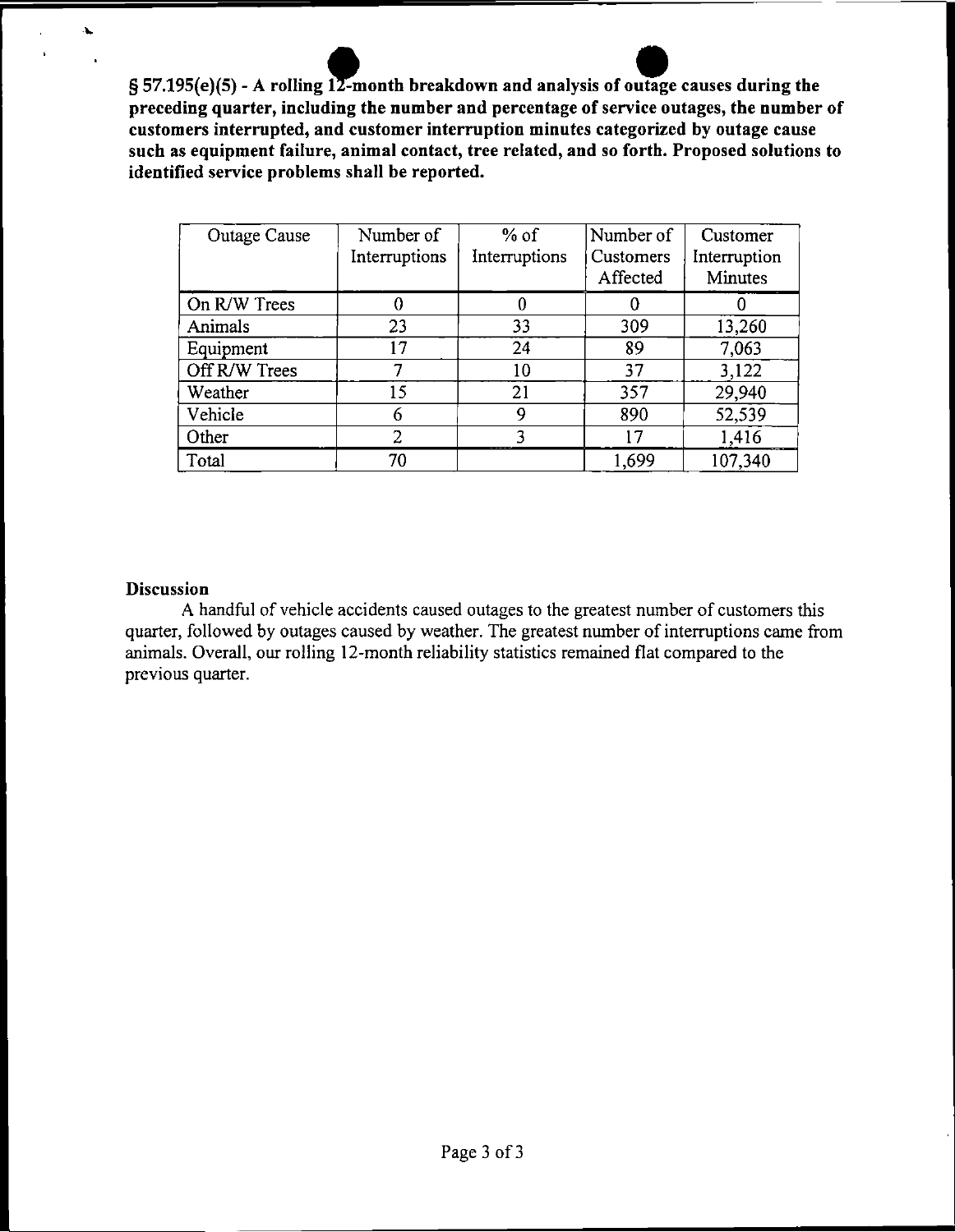**§ 57.195(e)(5) - A rolling 12-month breakdown and analysis of outage causes during the preceding quarter, including the number and percentage of service outages, the number of customers interrupted, and customer interruption minutes categorized by outage cause such as equipment failure, animal contact, tree related, and so forth. Proposed solutions to identified service problems shall be reported.**

| Outage Cause | Number of Interruptions | % of Interruptions | Number of Customers Affected | Customer Interruption Minutes |
|---|---|---|---|---|
| On R/W Trees | 0 | 0 | 0 | 0 |
| Animals | 23 | 33 | 309 | 13,260 |
| Equipment | 17 | 24 | 89 | 7,063 |
| Off R/W Trees | 7 | 10 | 37 | 3,122 |
| Weather | 15 | 21 | 357 | 29,940 |
| Vehicle | 6 | 9 | 890 | 52,539 |
| Other | 2 | 3 | 17 | 1,416 |
| Total | 70 | | 1,699 | 107,340 |

**Discussion**

A handful of vehicle accidents caused outages to the greatest number of customers this quarter, followed by outages caused by weather. The greatest number of interruptions came from animals. Overall, our rolling 12-month reliability statistics remained flat compared to the previous quarter.